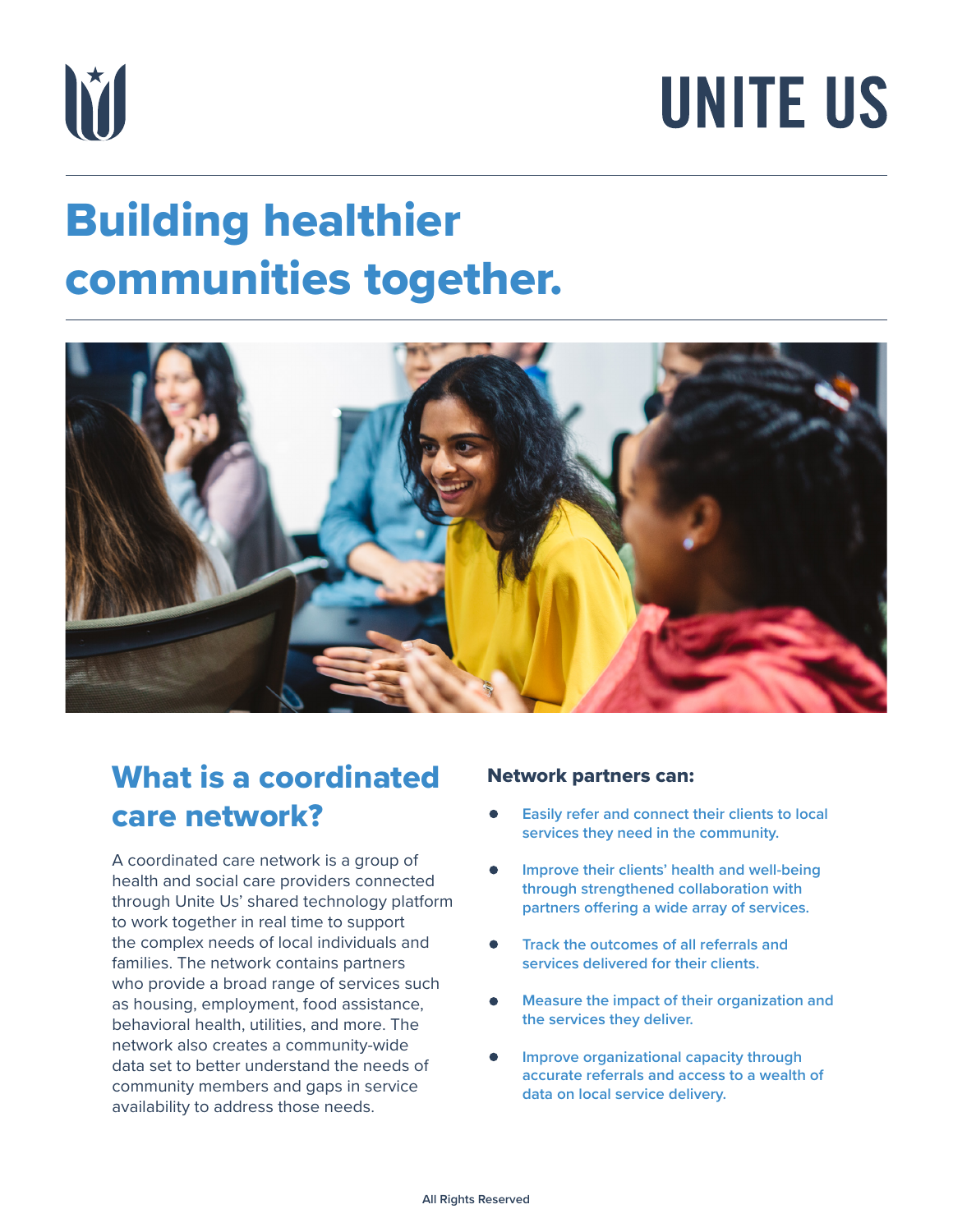UNITE US

# Building healthier communities together.

## What is a coordinated care network?

A coordinated care network is a group of health and social care providers connected through Unite Us' shared technology platform to work together in real time to support the complex needs of local individuals and families. The network contains partners who provide a broad range of services such as housing, employment, food assistance, behavioral health, utilities, and more. The network also creates a community-wide data set to better understand the needs of community members and gaps in service availability to address those needs.

### Network partners can:

- Easily refer and connect their clients to local services they need in the community.
- Improve their clients' health and well-being through strengthened collaboration with partners offering a wide array of services.
- Track the outcomes of all referrals and services delivered for their clients.
- Measure the impact of their organization and the services they deliver.
- Improve organizational capacity through accurate referrals and access to a wealth of data on local service delivery.

All Rights Reserved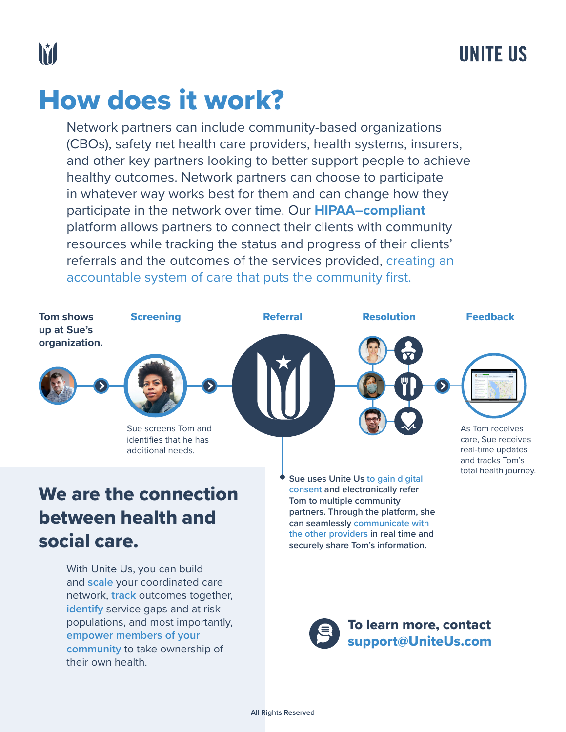UNITE US

# How does it work?

Network partners can include community-based organizations (CBOs), safety net health care providers, health systems, insurers, and other key partners looking to better support people to achieve healthy outcomes. Network partners can choose to participate in whatever way works best for them and can change how they participate in the network over time. Our **HIPAA–compliant** platform allows partners to connect their clients with community resources while tracking the status and progress of their clients' referrals and the outcomes of the services provided, creating an accountable system of care that puts the community first.

**Tom shows up at Sue's organization.**

**Screening**

Sue screens Tom and identifies that he has additional needs.

**Referral**

**Sue uses Unite Us to gain digital consent and electronically refer Tom to multiple community partners. Through the platform, she can seamlessly communicate with the other providers in real time and securely share Tom's information.**

**Resolution**

**Feedback**

As Tom receives care, Sue receives real-time updates and tracks Tom's total health journey.

## We are the connection between health and social care.

With Unite Us, you can build and scale your coordinated care network, track outcomes together, identify service gaps and at risk populations, and most importantly, **empower members of your community** to take ownership of their own health.

**To learn more, contact support@UniteUs.com**

All Rights Reserved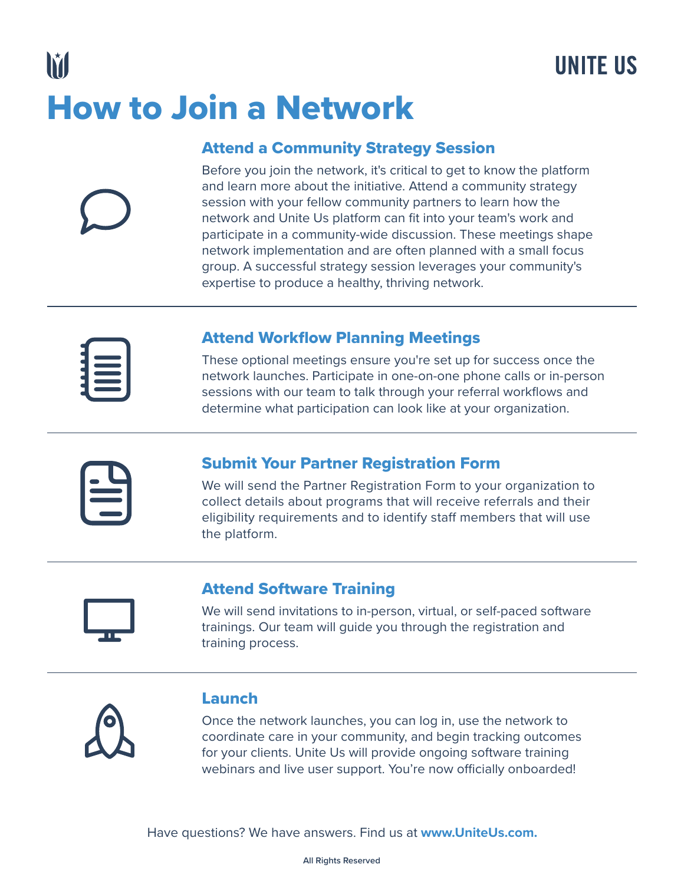UNITE US

# How to Join a Network

## Attend a Community Strategy Session

Before you join the network, it's critical to get to know the platform and learn more about the initiative. Attend a community strategy session with your fellow community partners to learn how the network and Unite Us platform can fit into your team's work and participate in a community-wide discussion. These meetings shape network implementation and are often planned with a small focus group. A successful strategy session leverages your community's expertise to produce a healthy, thriving network.

## Attend Workflow Planning Meetings

These optional meetings ensure you're set up for success once the network launches. Participate in one-on-one phone calls or in-person sessions with our team to talk through your referral workflows and determine what participation can look like at your organization.

## Submit Your Partner Registration Form

We will send the Partner Registration Form to your organization to collect details about programs that will receive referrals and their eligibility requirements and to identify staff members that will use the platform.

## Attend Software Training

We will send invitations to in-person, virtual, or self-paced software trainings. Our team will guide you through the registration and training process.

## Launch

Once the network launches, you can log in, use the network to coordinate care in your community, and begin tracking outcomes for your clients. Unite Us will provide ongoing software training webinars and live user support. You're now officially onboarded!

Have questions? We have answers. Find us at **www.UniteUs.com.**

All Rights Reserved